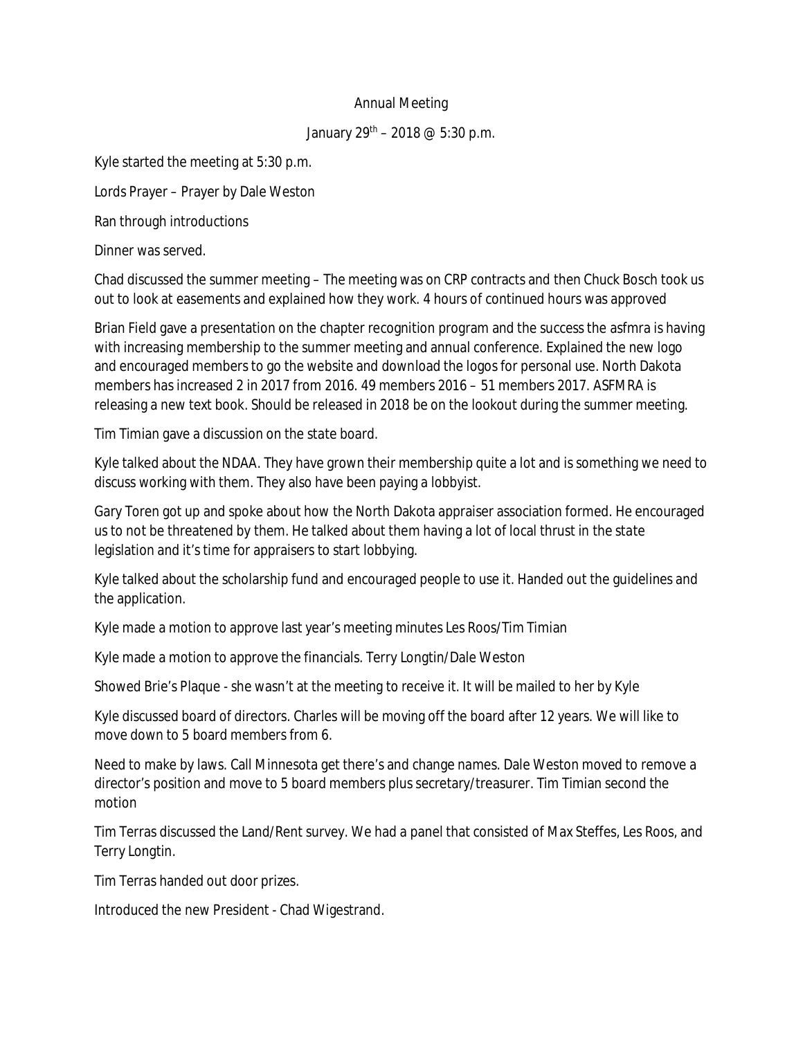Annual Meeting

January 29th – 2018 @ 5:30 p.m.

Kyle started the meeting at 5:30 p.m.

Lords Prayer – Prayer by Dale Weston

Ran through introductions

Dinner was served.

Chad discussed the summer meeting – The meeting was on CRP contracts and then Chuck Bosch took us out to look at easements and explained how they work. 4 hours of continued hours was approved

Brian Field gave a presentation on the chapter recognition program and the success the asfmra is having with increasing membership to the summer meeting and annual conference. Explained the new logo and encouraged members to go the website and download the logos for personal use. North Dakota members has increased 2 in 2017 from 2016. 49 members 2016 – 51 members 2017. ASFMRA is releasing a new text book. Should be released in 2018 be on the lookout during the summer meeting.

Tim Timian gave a discussion on the state board.

Kyle talked about the NDAA. They have grown their membership quite a lot and is something we need to discuss working with them. They also have been paying a lobbyist.

Gary Toren got up and spoke about how the North Dakota appraiser association formed. He encouraged us to not be threatened by them. He talked about them having a lot of local thrust in the state legislation and it's time for appraisers to start lobbying.

Kyle talked about the scholarship fund and encouraged people to use it. Handed out the guidelines and the application.

Kyle made a motion to approve last year's meeting minutes Les Roos/Tim Timian

Kyle made a motion to approve the financials. Terry Longtin/Dale Weston

Showed Brie's Plaque - she wasn't at the meeting to receive it. It will be mailed to her by Kyle

Kyle discussed board of directors. Charles will be moving off the board after 12 years. We will like to move down to 5 board members from 6.

Need to make by laws. Call Minnesota get there's and change names. Dale Weston moved to remove a director's position and move to 5 board members plus secretary/treasurer. Tim Timian second the motion

Tim Terras discussed the Land/Rent survey. We had a panel that consisted of Max Steffes, Les Roos, and Terry Longtin.

Tim Terras handed out door prizes.

Introduced the new President - Chad Wigestrand.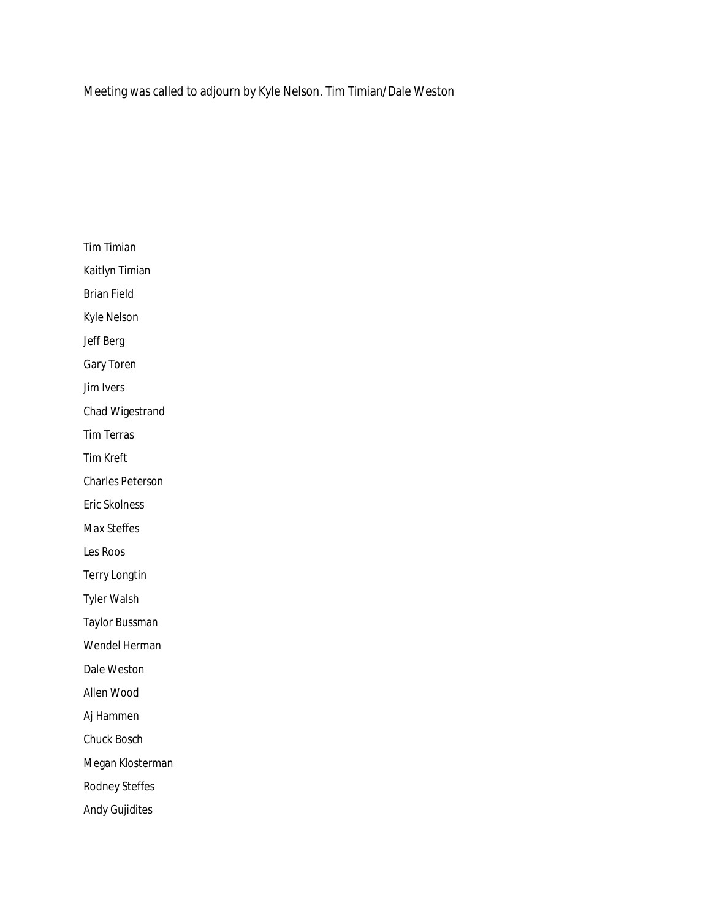Meeting was called to adjourn by Kyle Nelson. Tim Timian/Dale Weston

Tim Timian

Kaitlyn Timian

Brian Field

Kyle Nelson

Jeff Berg

Gary Toren

Jim Ivers

Chad Wigestrand

Tim Terras

Tim Kreft

Charles Peterson

Eric Skolness

Max Steffes

Les Roos

Terry Longtin

Tyler Walsh

Taylor Bussman

Wendel Herman

Dale Weston

Allen Wood

Aj Hammen

Chuck Bosch

Megan Klosterman

Rodney Steffes

Andy Gujidites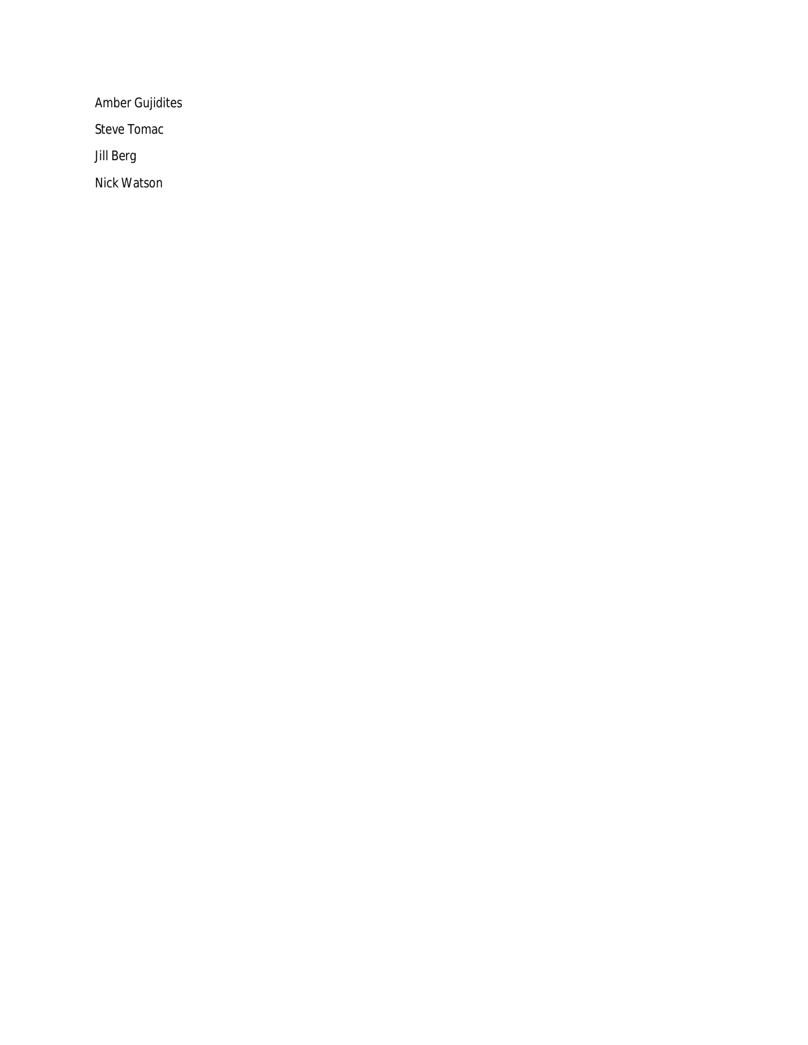Amber Gujidites

Steve Tomac

Jill Berg

Nick Watson